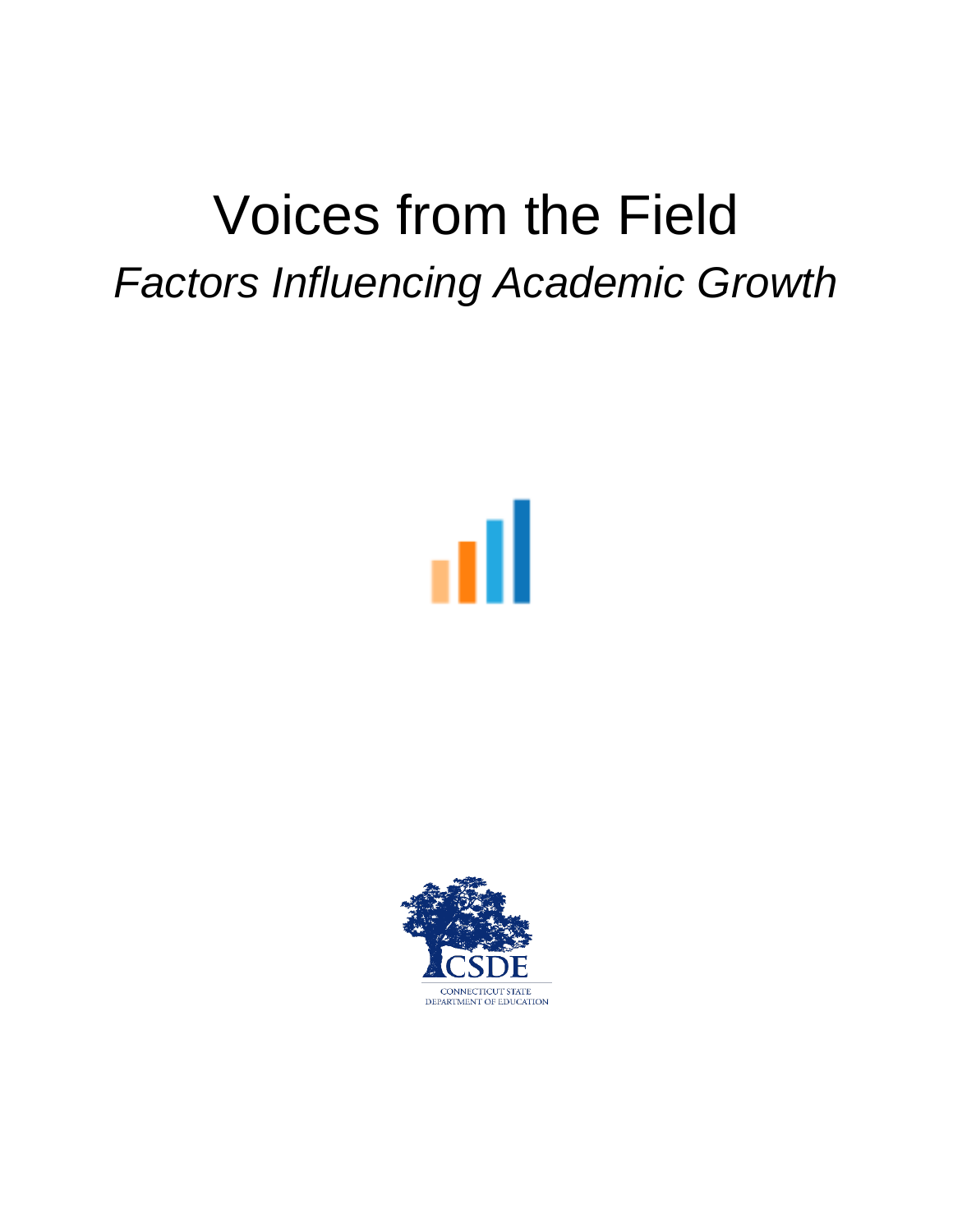# Voices from the Field

## *Factors Influencing Academic Growth*

CSDE

CONNECTICUT STATE
DEPARTMENT OF EDUCATION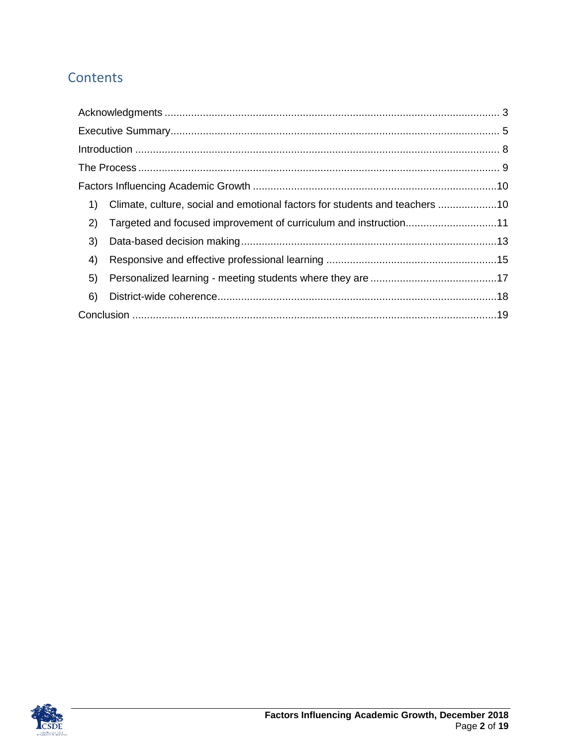# Contents

Acknowledgments .................................................................................................................. 3

Executive Summary................................................................................................................ 5

Introduction ............................................................................................................................ 8

The Process ........................................................................................................................... 9

Factors Influencing Academic Growth ...................................................................................10

1) Climate, culture, social and emotional factors for students and teachers ....................10

2) Targeted and focused improvement of curriculum and instruction...............................11

3) Data-based decision making.......................................................................................13

4) Responsive and effective professional learning ..........................................................15

5) Personalized learning - meeting students where they are ...........................................17

6) District-wide coherence...............................................................................................18

Conclusion ............................................................................................................................19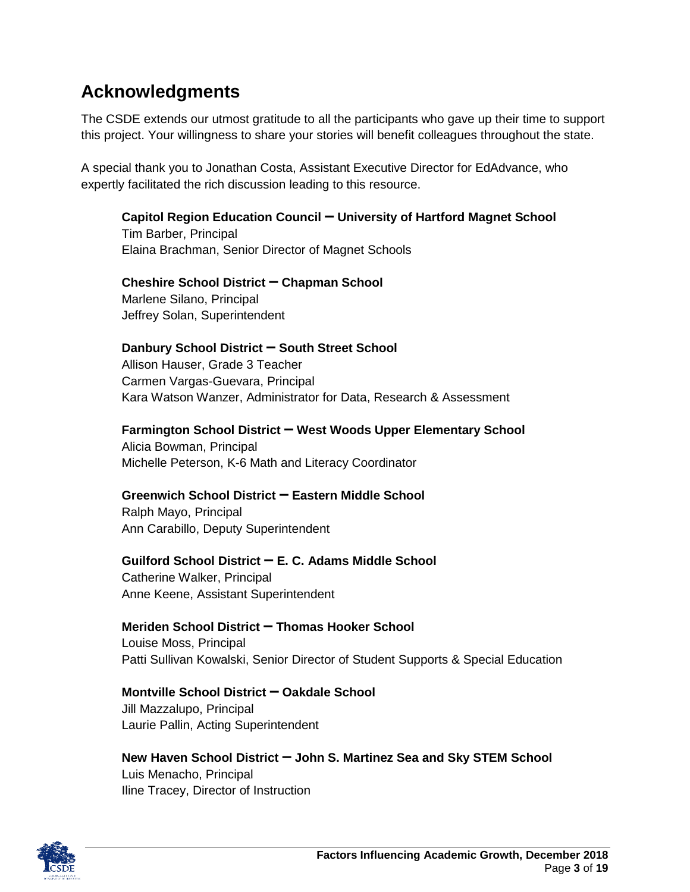## Acknowledgments

The CSDE extends our utmost gratitude to all the participants who gave up their time to support this project. Your willingness to share your stories will benefit colleagues throughout the state.

A special thank you to Jonathan Costa, Assistant Executive Director for EdAdvance, who expertly facilitated the rich discussion leading to this resource.

**Capitol Region Education Council – University of Hartford Magnet School**
Tim Barber, Principal
Elaina Brachman, Senior Director of Magnet Schools

**Cheshire School District – Chapman School**
Marlene Silano, Principal
Jeffrey Solan, Superintendent

**Danbury School District – South Street School**
Allison Hauser, Grade 3 Teacher
Carmen Vargas-Guevara, Principal
Kara Watson Wanzer, Administrator for Data, Research & Assessment

**Farmington School District – West Woods Upper Elementary School**
Alicia Bowman, Principal
Michelle Peterson, K-6 Math and Literacy Coordinator

**Greenwich School District – Eastern Middle School**
Ralph Mayo, Principal
Ann Carabillo, Deputy Superintendent

**Guilford School District – E. C. Adams Middle School**
Catherine Walker, Principal
Anne Keene, Assistant Superintendent

**Meriden School District – Thomas Hooker School**
Louise Moss, Principal
Patti Sullivan Kowalski, Senior Director of Student Supports & Special Education

**Montville School District – Oakdale School**
Jill Mazzalupo, Principal
Laurie Pallin, Acting Superintendent

**New Haven School District – John S. Martinez Sea and Sky STEM School**
Luis Menacho, Principal
Iline Tracey, Director of Instruction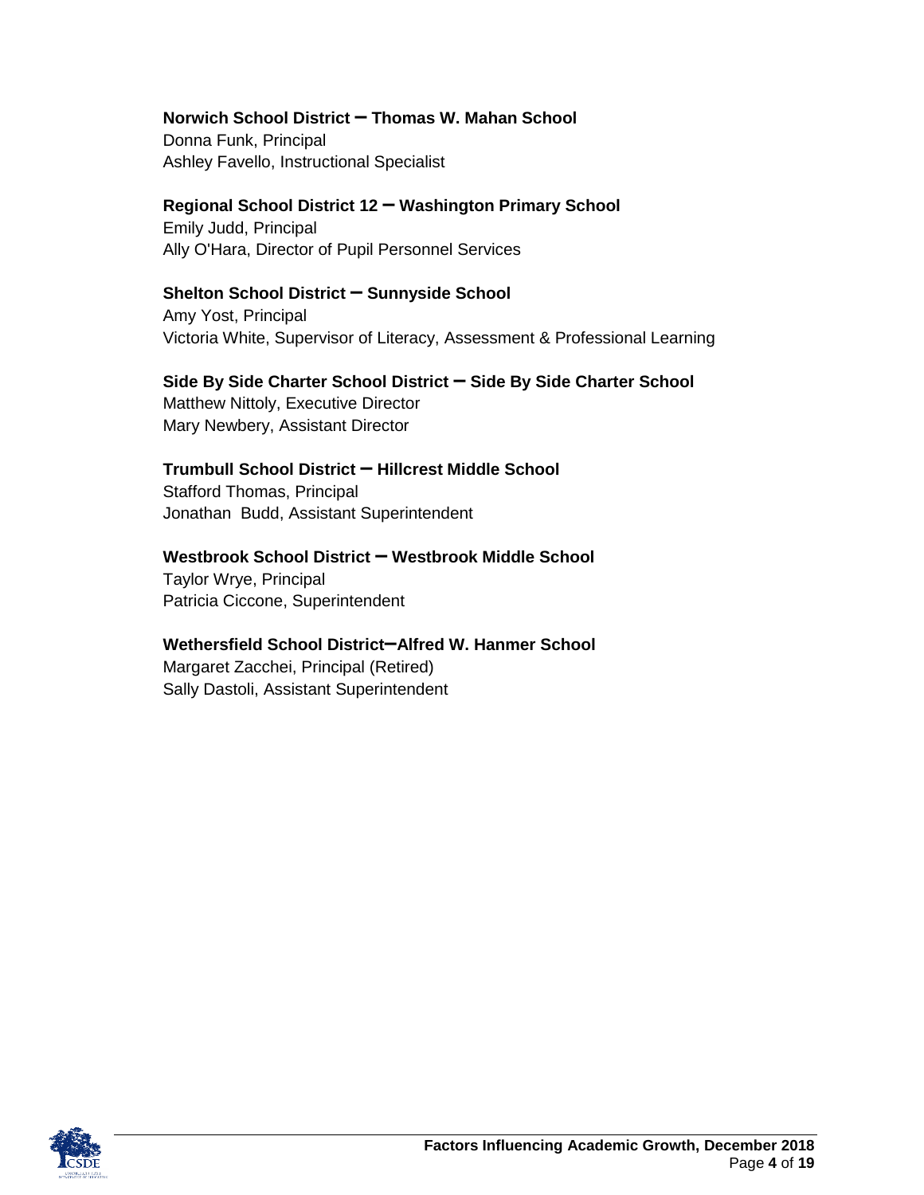**Norwich School District – Thomas W. Mahan School**
Donna Funk, Principal
Ashley Favello, Instructional Specialist

**Regional School District 12 – Washington Primary School**
Emily Judd, Principal
Ally O'Hara, Director of Pupil Personnel Services

**Shelton School District – Sunnyside School**
Amy Yost, Principal
Victoria White, Supervisor of Literacy, Assessment & Professional Learning

**Side By Side Charter School District – Side By Side Charter School**
Matthew Nittoly, Executive Director
Mary Newbery, Assistant Director

**Trumbull School District – Hillcrest Middle School**
Stafford Thomas, Principal
Jonathan Budd, Assistant Superintendent

**Westbrook School District – Westbrook Middle School**
Taylor Wrye, Principal
Patricia Ciccone, Superintendent

**Wethersfield School District–Alfred W. Hanmer School**
Margaret Zacchei, Principal (Retired)
Sally Dastoli, Assistant Superintendent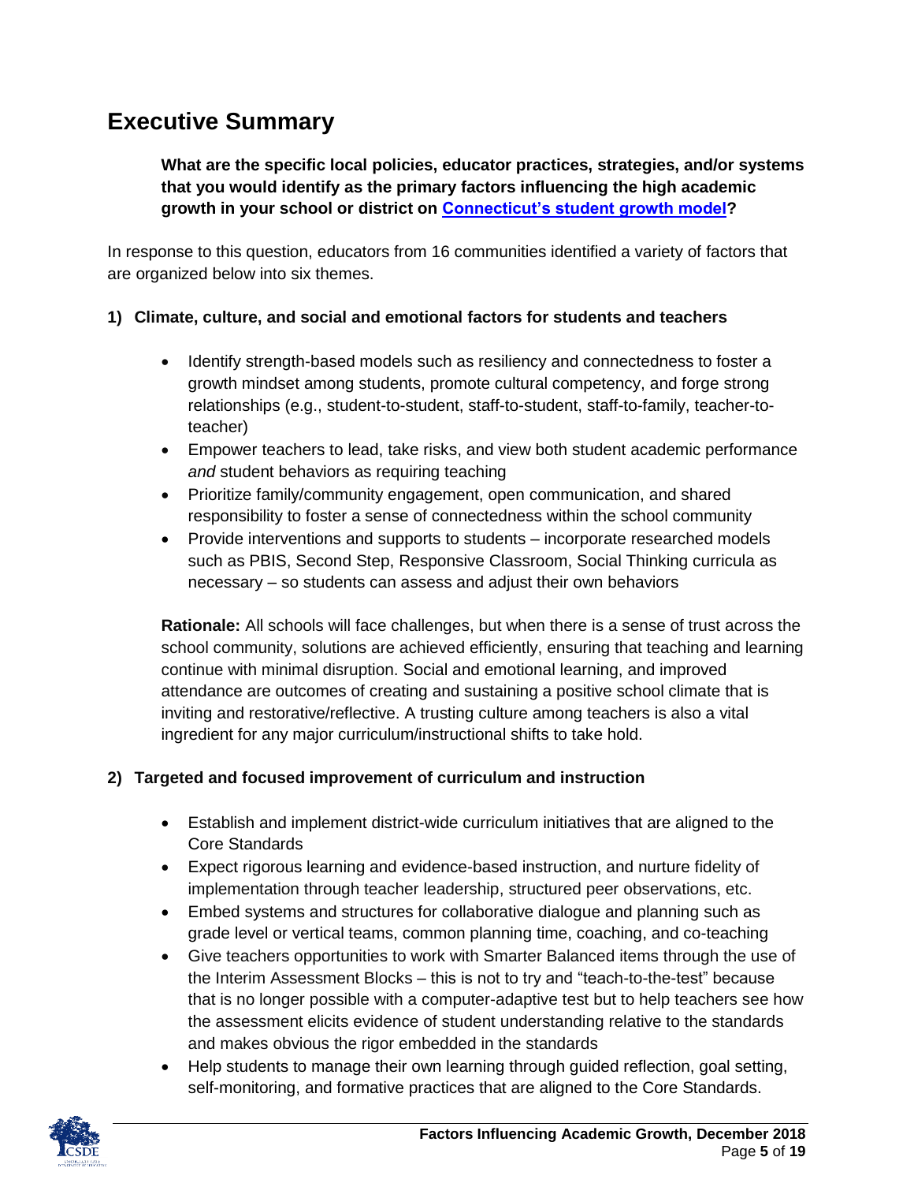# Executive Summary

**What are the specific local policies, educator practices, strategies, and/or systems that you would identify as the primary factors influencing the high academic growth in your school or district on Connecticut's student growth model?**

In response to this question, educators from 16 communities identified a variety of factors that are organized below into six themes.

## 1) Climate, culture, and social and emotional factors for students and teachers

- Identify strength-based models such as resiliency and connectedness to foster a growth mindset among students, promote cultural competency, and forge strong relationships (e.g., student-to-student, staff-to-student, staff-to-family, teacher-to-teacher)
- Empower teachers to lead, take risks, and view both student academic performance *and* student behaviors as requiring teaching
- Prioritize family/community engagement, open communication, and shared responsibility to foster a sense of connectedness within the school community
- Provide interventions and supports to students – incorporate researched models such as PBIS, Second Step, Responsive Classroom, Social Thinking curricula as necessary – so students can assess and adjust their own behaviors

**Rationale:** All schools will face challenges, but when there is a sense of trust across the school community, solutions are achieved efficiently, ensuring that teaching and learning continue with minimal disruption. Social and emotional learning, and improved attendance are outcomes of creating and sustaining a positive school climate that is inviting and restorative/reflective. A trusting culture among teachers is also a vital ingredient for any major curriculum/instructional shifts to take hold.

## 2) Targeted and focused improvement of curriculum and instruction

- Establish and implement district-wide curriculum initiatives that are aligned to the Core Standards
- Expect rigorous learning and evidence-based instruction, and nurture fidelity of implementation through teacher leadership, structured peer observations, etc.
- Embed systems and structures for collaborative dialogue and planning such as grade level or vertical teams, common planning time, coaching, and co-teaching
- Give teachers opportunities to work with Smarter Balanced items through the use of the Interim Assessment Blocks – this is not to try and "teach-to-the-test" because that is no longer possible with a computer-adaptive test but to help teachers see how the assessment elicits evidence of student understanding relative to the standards and makes obvious the rigor embedded in the standards
- Help students to manage their own learning through guided reflection, goal setting, self-monitoring, and formative practices that are aligned to the Core Standards.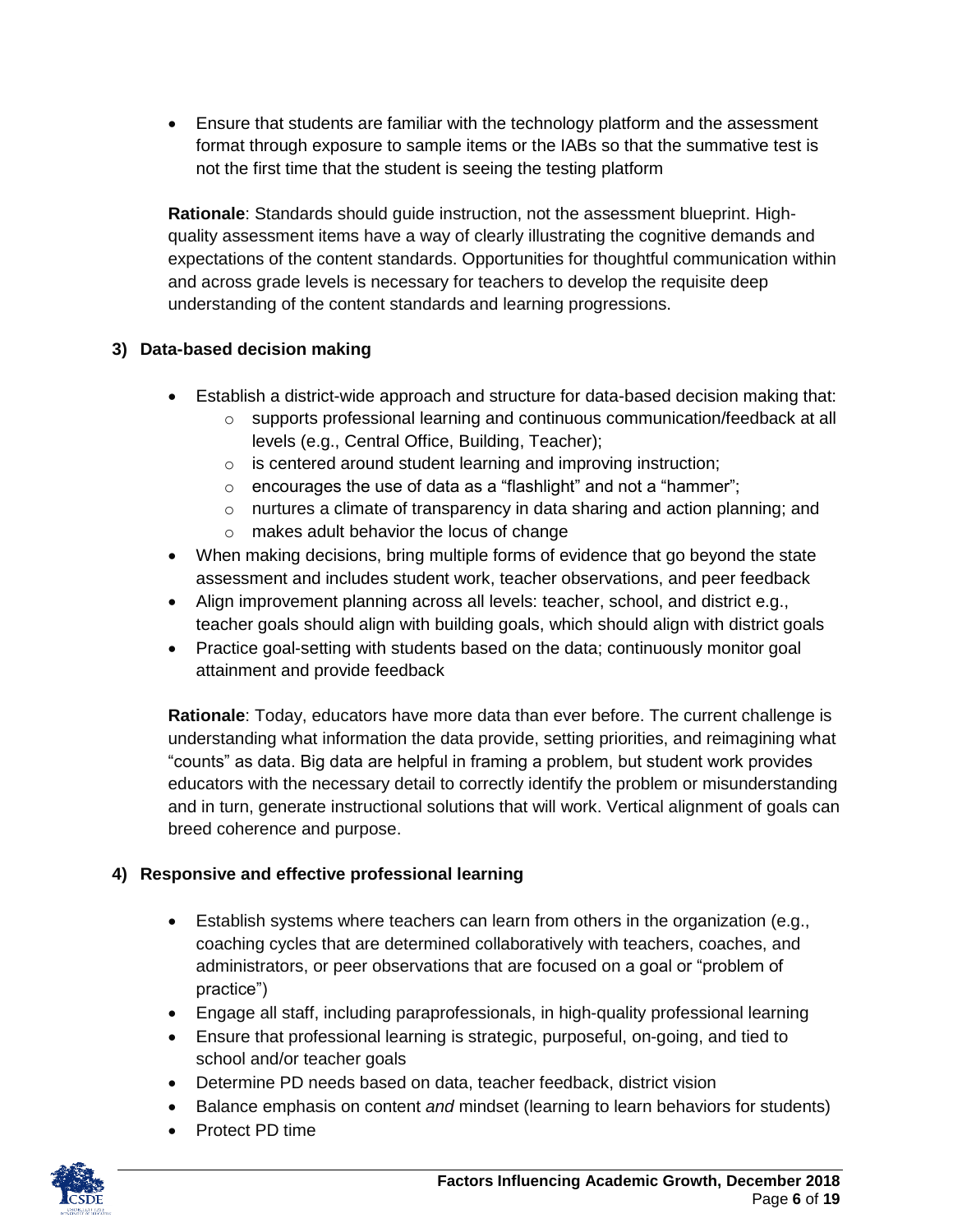- Ensure that students are familiar with the technology platform and the assessment format through exposure to sample items or the IABs so that the summative test is not the first time that the student is seeing the testing platform

**Rationale**: Standards should guide instruction, not the assessment blueprint. High-quality assessment items have a way of clearly illustrating the cognitive demands and expectations of the content standards. Opportunities for thoughtful communication within and across grade levels is necessary for teachers to develop the requisite deep understanding of the content standards and learning progressions.

### 3) Data-based decision making

- Establish a district-wide approach and structure for data-based decision making that:
  - supports professional learning and continuous communication/feedback at all levels (e.g., Central Office, Building, Teacher);
  - is centered around student learning and improving instruction;
  - encourages the use of data as a "flashlight" and not a "hammer";
  - nurtures a climate of transparency in data sharing and action planning; and
  - makes adult behavior the locus of change
- When making decisions, bring multiple forms of evidence that go beyond the state assessment and includes student work, teacher observations, and peer feedback
- Align improvement planning across all levels: teacher, school, and district e.g., teacher goals should align with building goals, which should align with district goals
- Practice goal-setting with students based on the data; continuously monitor goal attainment and provide feedback

**Rationale**: Today, educators have more data than ever before. The current challenge is understanding what information the data provide, setting priorities, and reimagining what "counts" as data. Big data are helpful in framing a problem, but student work provides educators with the necessary detail to correctly identify the problem or misunderstanding and in turn, generate instructional solutions that will work. Vertical alignment of goals can breed coherence and purpose.

### 4) Responsive and effective professional learning

- Establish systems where teachers can learn from others in the organization (e.g., coaching cycles that are determined collaboratively with teachers, coaches, and administrators, or peer observations that are focused on a goal or "problem of practice")
- Engage all staff, including paraprofessionals, in high-quality professional learning
- Ensure that professional learning is strategic, purposeful, on-going, and tied to school and/or teacher goals
- Determine PD needs based on data, teacher feedback, district vision
- Balance emphasis on content *and* mindset (learning to learn behaviors for students)
- Protect PD time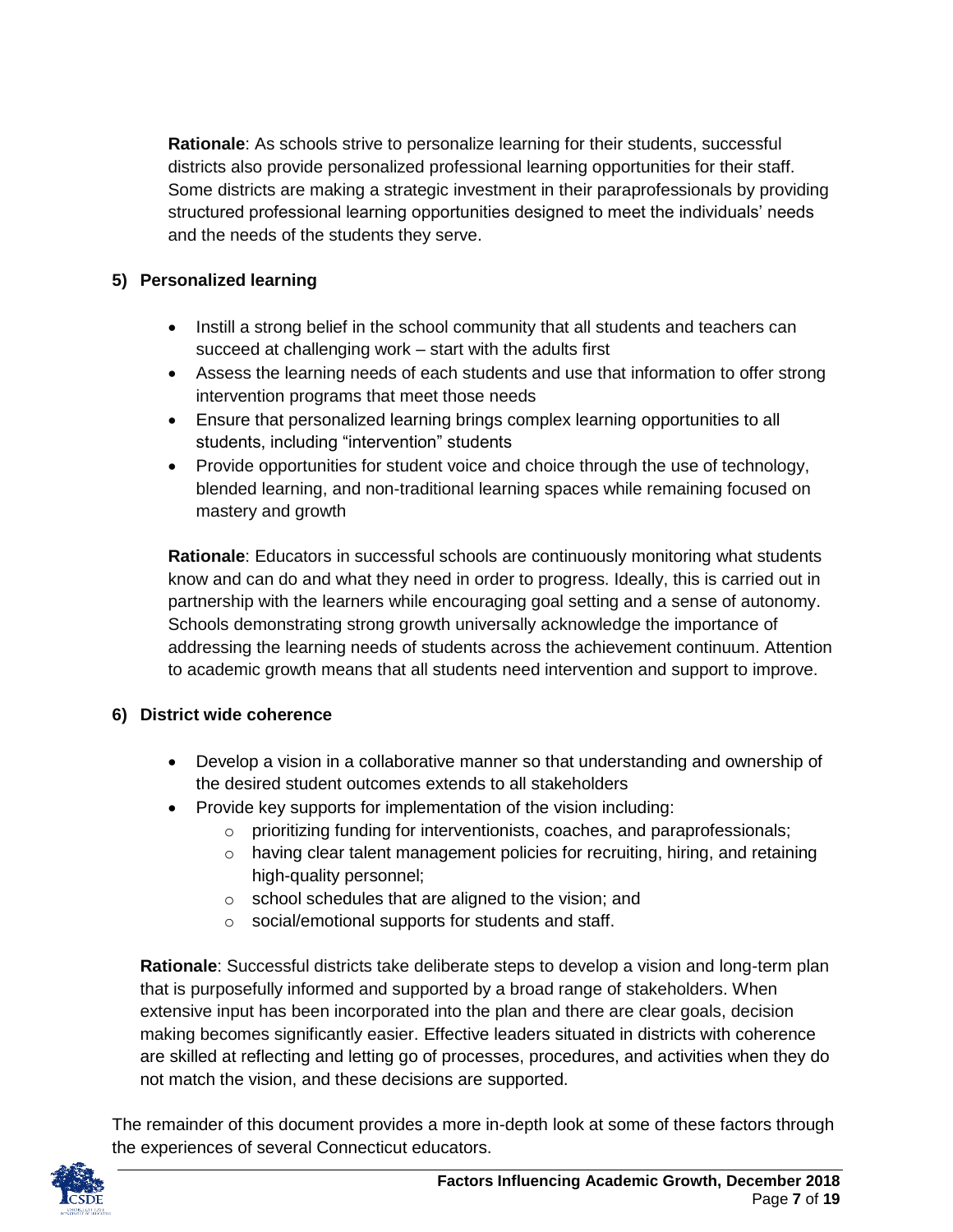**Rationale**: As schools strive to personalize learning for their students, successful districts also provide personalized professional learning opportunities for their staff. Some districts are making a strategic investment in their paraprofessionals by providing structured professional learning opportunities designed to meet the individuals' needs and the needs of the students they serve.

### 5) Personalized learning

- Instill a strong belief in the school community that all students and teachers can succeed at challenging work – start with the adults first
- Assess the learning needs of each students and use that information to offer strong intervention programs that meet those needs
- Ensure that personalized learning brings complex learning opportunities to all students, including "intervention" students
- Provide opportunities for student voice and choice through the use of technology, blended learning, and non-traditional learning spaces while remaining focused on mastery and growth

**Rationale**: Educators in successful schools are continuously monitoring what students know and can do and what they need in order to progress. Ideally, this is carried out in partnership with the learners while encouraging goal setting and a sense of autonomy. Schools demonstrating strong growth universally acknowledge the importance of addressing the learning needs of students across the achievement continuum. Attention to academic growth means that all students need intervention and support to improve.

### 6) District wide coherence

- Develop a vision in a collaborative manner so that understanding and ownership of the desired student outcomes extends to all stakeholders
- Provide key supports for implementation of the vision including:
  - prioritizing funding for interventionists, coaches, and paraprofessionals;
  - having clear talent management policies for recruiting, hiring, and retaining high-quality personnel;
  - school schedules that are aligned to the vision; and
  - social/emotional supports for students and staff.

**Rationale**: Successful districts take deliberate steps to develop a vision and long-term plan that is purposefully informed and supported by a broad range of stakeholders. When extensive input has been incorporated into the plan and there are clear goals, decision making becomes significantly easier. Effective leaders situated in districts with coherence are skilled at reflecting and letting go of processes, procedures, and activities when they do not match the vision, and these decisions are supported.

The remainder of this document provides a more in-depth look at some of these factors through the experiences of several Connecticut educators.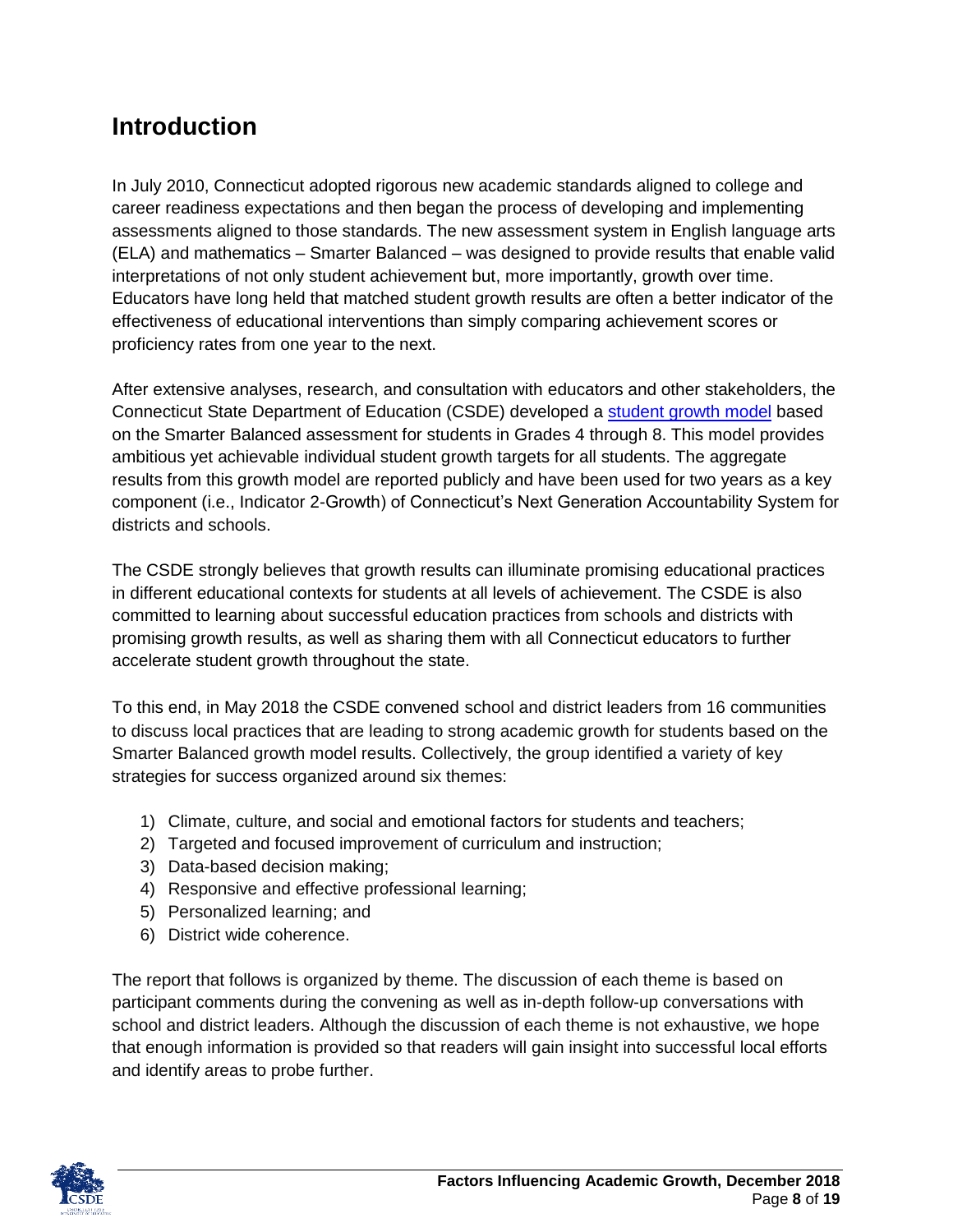## Introduction

In July 2010, Connecticut adopted rigorous new academic standards aligned to college and career readiness expectations and then began the process of developing and implementing assessments aligned to those standards. The new assessment system in English language arts (ELA) and mathematics – Smarter Balanced – was designed to provide results that enable valid interpretations of not only student achievement but, more importantly, growth over time. Educators have long held that matched student growth results are often a better indicator of the effectiveness of educational interventions than simply comparing achievement scores or proficiency rates from one year to the next.

After extensive analyses, research, and consultation with educators and other stakeholders, the Connecticut State Department of Education (CSDE) developed a student growth model based on the Smarter Balanced assessment for students in Grades 4 through 8. This model provides ambitious yet achievable individual student growth targets for all students. The aggregate results from this growth model are reported publicly and have been used for two years as a key component (i.e., Indicator 2-Growth) of Connecticut's Next Generation Accountability System for districts and schools.

The CSDE strongly believes that growth results can illuminate promising educational practices in different educational contexts for students at all levels of achievement. The CSDE is also committed to learning about successful education practices from schools and districts with promising growth results, as well as sharing them with all Connecticut educators to further accelerate student growth throughout the state.

To this end, in May 2018 the CSDE convened school and district leaders from 16 communities to discuss local practices that are leading to strong academic growth for students based on the Smarter Balanced growth model results. Collectively, the group identified a variety of key strategies for success organized around six themes:

1) Climate, culture, and social and emotional factors for students and teachers;
2) Targeted and focused improvement of curriculum and instruction;
3) Data-based decision making;
4) Responsive and effective professional learning;
5) Personalized learning; and
6) District wide coherence.

The report that follows is organized by theme. The discussion of each theme is based on participant comments during the convening as well as in-depth follow-up conversations with school and district leaders. Although the discussion of each theme is not exhaustive, we hope that enough information is provided so that readers will gain insight into successful local efforts and identify areas to probe further.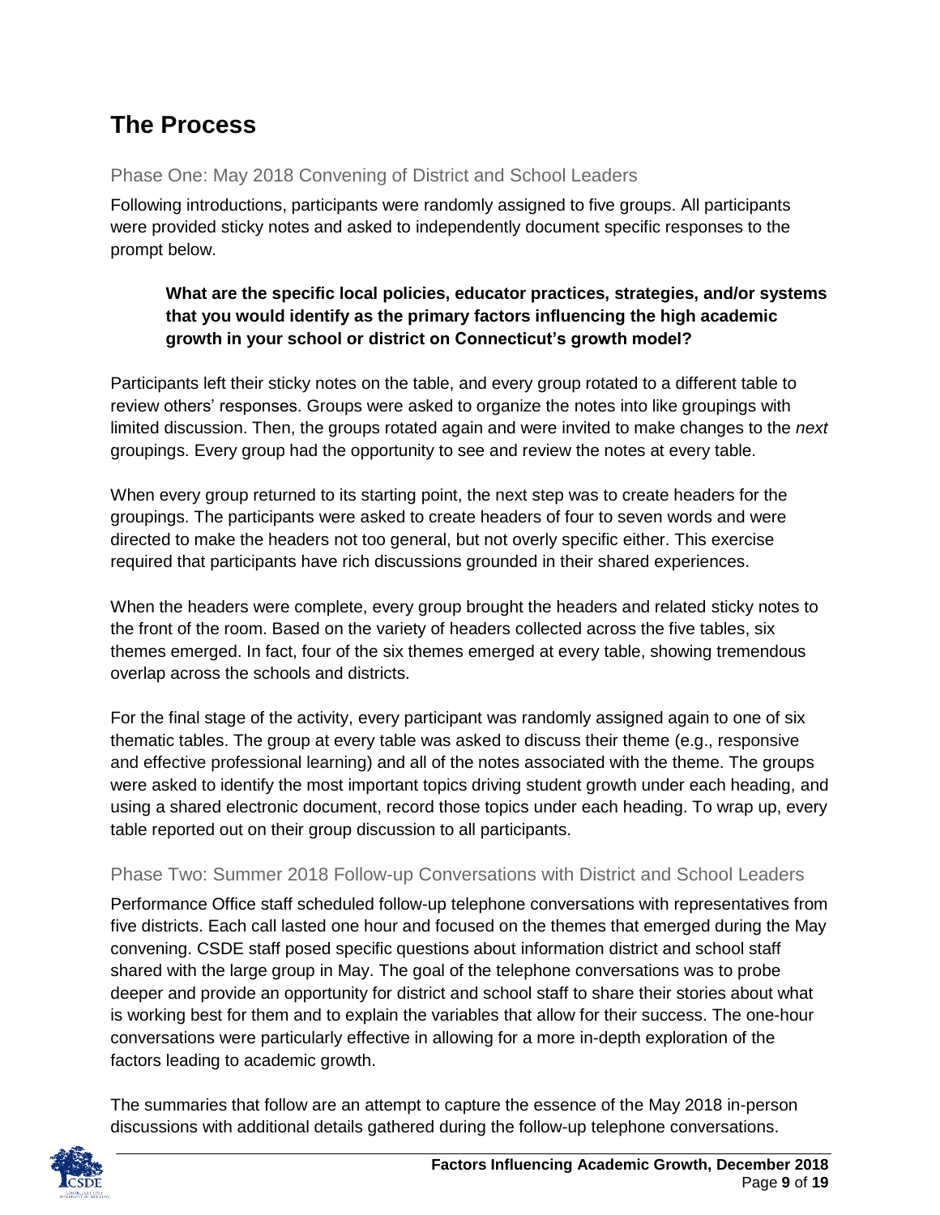## The Process

### Phase One: May 2018 Convening of District and School Leaders

Following introductions, participants were randomly assigned to five groups. All participants were provided sticky notes and asked to independently document specific responses to the prompt below.

> **What are the specific local policies, educator practices, strategies, and/or systems that you would identify as the primary factors influencing the high academic growth in your school or district on Connecticut's growth model?**

Participants left their sticky notes on the table, and every group rotated to a different table to review others' responses. Groups were asked to organize the notes into like groupings with limited discussion. Then, the groups rotated again and were invited to make changes to the *next* groupings. Every group had the opportunity to see and review the notes at every table.

When every group returned to its starting point, the next step was to create headers for the groupings. The participants were asked to create headers of four to seven words and were directed to make the headers not too general, but not overly specific either. This exercise required that participants have rich discussions grounded in their shared experiences.

When the headers were complete, every group brought the headers and related sticky notes to the front of the room. Based on the variety of headers collected across the five tables, six themes emerged. In fact, four of the six themes emerged at every table, showing tremendous overlap across the schools and districts.

For the final stage of the activity, every participant was randomly assigned again to one of six thematic tables. The group at every table was asked to discuss their theme (e.g., responsive and effective professional learning) and all of the notes associated with the theme. The groups were asked to identify the most important topics driving student growth under each heading, and using a shared electronic document, record those topics under each heading. To wrap up, every table reported out on their group discussion to all participants.

### Phase Two: Summer 2018 Follow-up Conversations with District and School Leaders

Performance Office staff scheduled follow-up telephone conversations with representatives from five districts. Each call lasted one hour and focused on the themes that emerged during the May convening. CSDE staff posed specific questions about information district and school staff shared with the large group in May. The goal of the telephone conversations was to probe deeper and provide an opportunity for district and school staff to share their stories about what is working best for them and to explain the variables that allow for their success. The one-hour conversations were particularly effective in allowing for a more in-depth exploration of the factors leading to academic growth.

The summaries that follow are an attempt to capture the essence of the May 2018 in-person discussions with additional details gathered during the follow-up telephone conversations.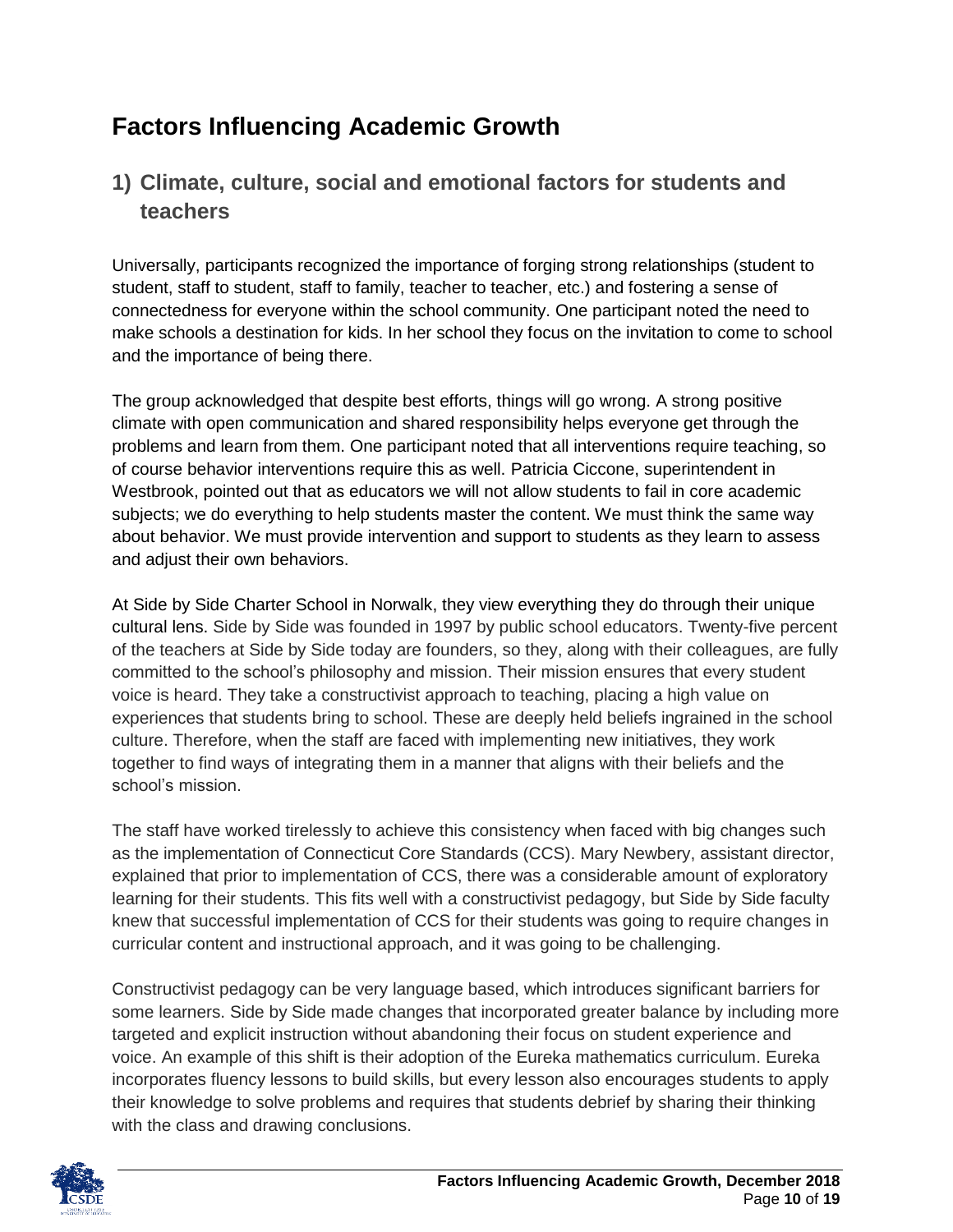# Factors Influencing Academic Growth

## 1) Climate, culture, social and emotional factors for students and teachers

Universally, participants recognized the importance of forging strong relationships (student to student, staff to student, staff to family, teacher to teacher, etc.) and fostering a sense of connectedness for everyone within the school community. One participant noted the need to make schools a destination for kids. In her school they focus on the invitation to come to school and the importance of being there.

The group acknowledged that despite best efforts, things will go wrong. A strong positive climate with open communication and shared responsibility helps everyone get through the problems and learn from them. One participant noted that all interventions require teaching, so of course behavior interventions require this as well. Patricia Ciccone, superintendent in Westbrook, pointed out that as educators we will not allow students to fail in core academic subjects; we do everything to help students master the content. We must think the same way about behavior. We must provide intervention and support to students as they learn to assess and adjust their own behaviors.

At Side by Side Charter School in Norwalk, they view everything they do through their unique cultural lens. Side by Side was founded in 1997 by public school educators. Twenty-five percent of the teachers at Side by Side today are founders, so they, along with their colleagues, are fully committed to the school's philosophy and mission. Their mission ensures that every student voice is heard. They take a constructivist approach to teaching, placing a high value on experiences that students bring to school. These are deeply held beliefs ingrained in the school culture. Therefore, when the staff are faced with implementing new initiatives, they work together to find ways of integrating them in a manner that aligns with their beliefs and the school's mission.

The staff have worked tirelessly to achieve this consistency when faced with big changes such as the implementation of Connecticut Core Standards (CCS). Mary Newbery, assistant director, explained that prior to implementation of CCS, there was a considerable amount of exploratory learning for their students. This fits well with a constructivist pedagogy, but Side by Side faculty knew that successful implementation of CCS for their students was going to require changes in curricular content and instructional approach, and it was going to be challenging.

Constructivist pedagogy can be very language based, which introduces significant barriers for some learners. Side by Side made changes that incorporated greater balance by including more targeted and explicit instruction without abandoning their focus on student experience and voice. An example of this shift is their adoption of the Eureka mathematics curriculum. Eureka incorporates fluency lessons to build skills, but every lesson also encourages students to apply their knowledge to solve problems and requires that students debrief by sharing their thinking with the class and drawing conclusions.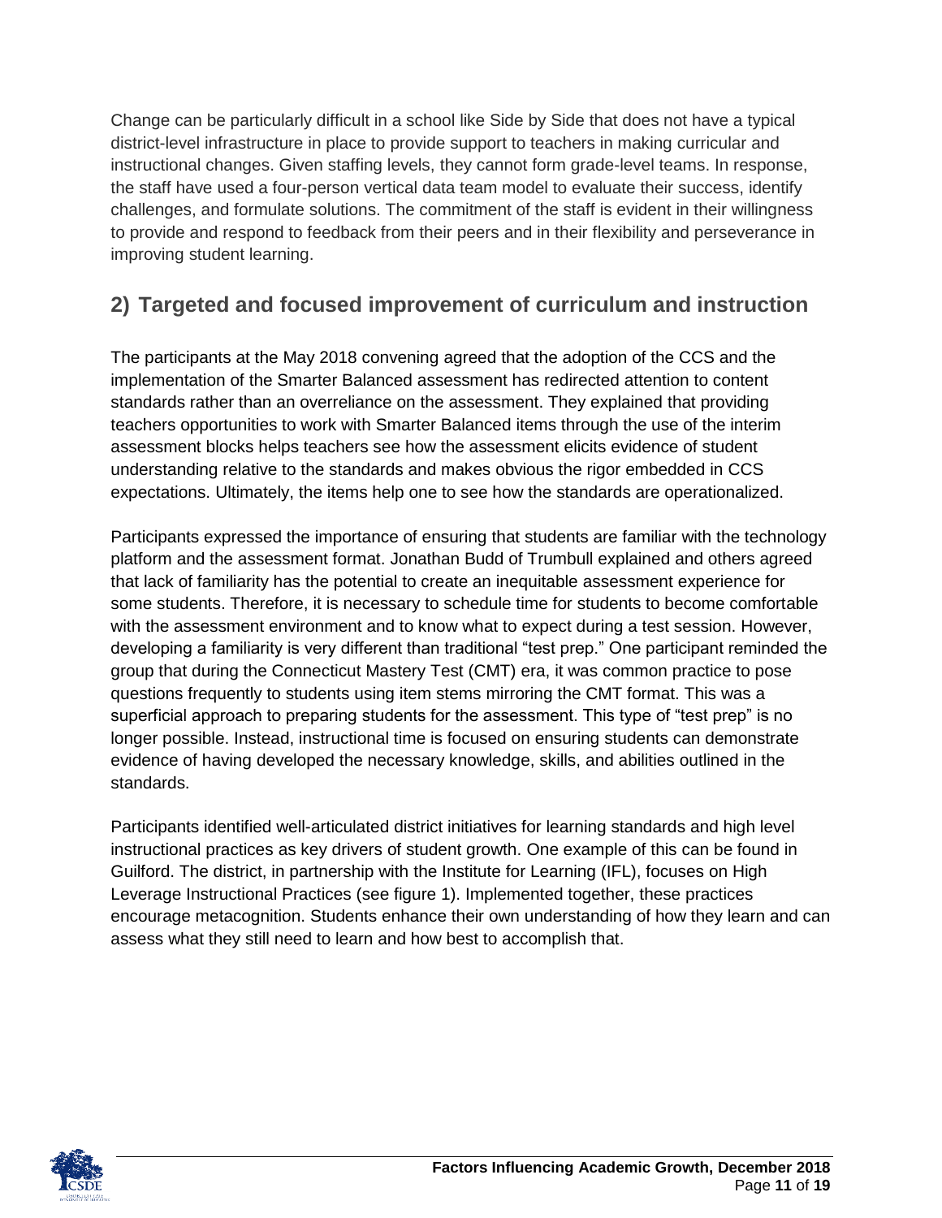Change can be particularly difficult in a school like Side by Side that does not have a typical district-level infrastructure in place to provide support to teachers in making curricular and instructional changes. Given staffing levels, they cannot form grade-level teams. In response, the staff have used a four-person vertical data team model to evaluate their success, identify challenges, and formulate solutions. The commitment of the staff is evident in their willingness to provide and respond to feedback from their peers and in their flexibility and perseverance in improving student learning.

## 2) Targeted and focused improvement of curriculum and instruction

The participants at the May 2018 convening agreed that the adoption of the CCS and the implementation of the Smarter Balanced assessment has redirected attention to content standards rather than an overreliance on the assessment. They explained that providing teachers opportunities to work with Smarter Balanced items through the use of the interim assessment blocks helps teachers see how the assessment elicits evidence of student understanding relative to the standards and makes obvious the rigor embedded in CCS expectations. Ultimately, the items help one to see how the standards are operationalized.

Participants expressed the importance of ensuring that students are familiar with the technology platform and the assessment format. Jonathan Budd of Trumbull explained and others agreed that lack of familiarity has the potential to create an inequitable assessment experience for some students. Therefore, it is necessary to schedule time for students to become comfortable with the assessment environment and to know what to expect during a test session. However, developing a familiarity is very different than traditional "test prep." One participant reminded the group that during the Connecticut Mastery Test (CMT) era, it was common practice to pose questions frequently to students using item stems mirroring the CMT format. This was a superficial approach to preparing students for the assessment. This type of "test prep" is no longer possible. Instead, instructional time is focused on ensuring students can demonstrate evidence of having developed the necessary knowledge, skills, and abilities outlined in the standards.

Participants identified well-articulated district initiatives for learning standards and high level instructional practices as key drivers of student growth. One example of this can be found in Guilford. The district, in partnership with the Institute for Learning (IFL), focuses on High Leverage Instructional Practices (see figure 1). Implemented together, these practices encourage metacognition. Students enhance their own understanding of how they learn and can assess what they still need to learn and how best to accomplish that.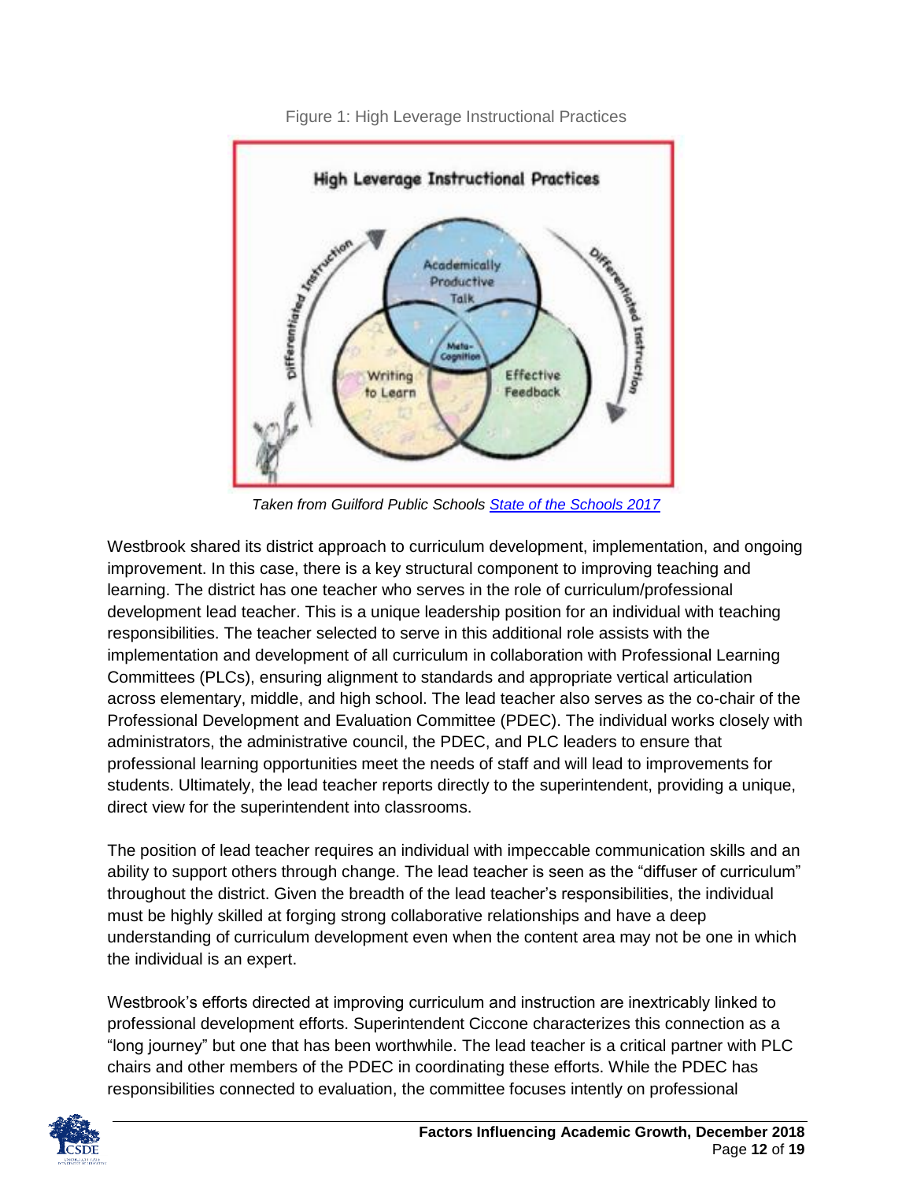Figure 1: High Leverage Instructional Practices

*Taken from Guilford Public Schools [State of the Schools 2017]*

Westbrook shared its district approach to curriculum development, implementation, and ongoing improvement. In this case, there is a key structural component to improving teaching and learning. The district has one teacher who serves in the role of curriculum/professional development lead teacher. This is a unique leadership position for an individual with teaching responsibilities. The teacher selected to serve in this additional role assists with the implementation and development of all curriculum in collaboration with Professional Learning Committees (PLCs), ensuring alignment to standards and appropriate vertical articulation across elementary, middle, and high school. The lead teacher also serves as the co-chair of the Professional Development and Evaluation Committee (PDEC). The individual works closely with administrators, the administrative council, the PDEC, and PLC leaders to ensure that professional learning opportunities meet the needs of staff and will lead to improvements for students. Ultimately, the lead teacher reports directly to the superintendent, providing a unique, direct view for the superintendent into classrooms.

The position of lead teacher requires an individual with impeccable communication skills and an ability to support others through change. The lead teacher is seen as the "diffuser of curriculum" throughout the district. Given the breadth of the lead teacher's responsibilities, the individual must be highly skilled at forging strong collaborative relationships and have a deep understanding of curriculum development even when the content area may not be one in which the individual is an expert.

Westbrook's efforts directed at improving curriculum and instruction are inextricably linked to professional development efforts. Superintendent Ciccone characterizes this connection as a "long journey" but one that has been worthwhile. The lead teacher is a critical partner with PLC chairs and other members of the PDEC in coordinating these efforts. While the PDEC has responsibilities connected to evaluation, the committee focuses intently on professional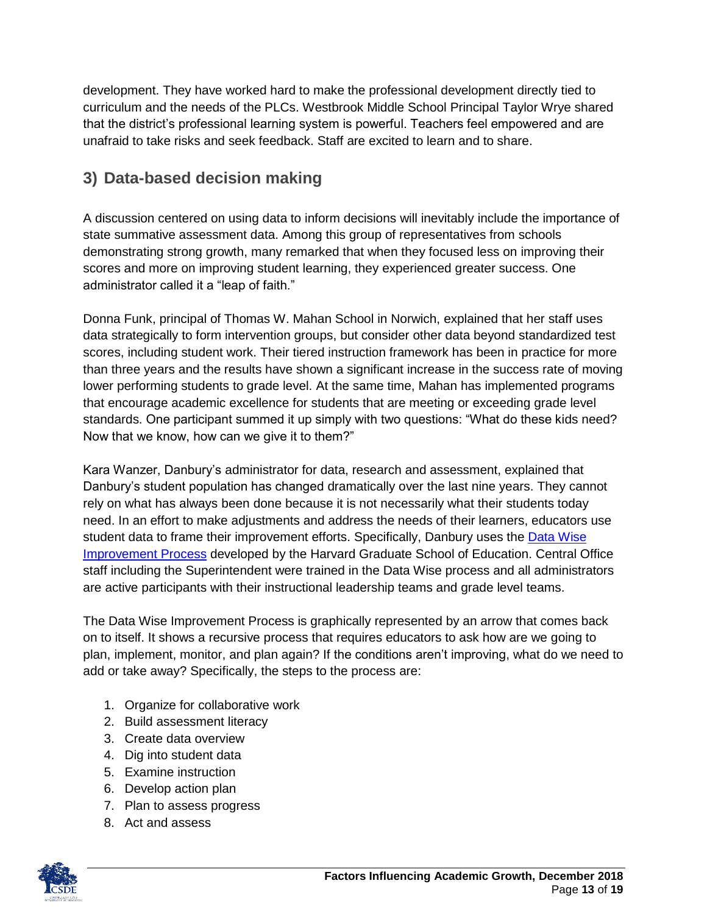development. They have worked hard to make the professional development directly tied to curriculum and the needs of the PLCs. Westbrook Middle School Principal Taylor Wrye shared that the district's professional learning system is powerful. Teachers feel empowered and are unafraid to take risks and seek feedback. Staff are excited to learn and to share.

## 3) Data-based decision making

A discussion centered on using data to inform decisions will inevitably include the importance of state summative assessment data. Among this group of representatives from schools demonstrating strong growth, many remarked that when they focused less on improving their scores and more on improving student learning, they experienced greater success. One administrator called it a "leap of faith."

Donna Funk, principal of Thomas W. Mahan School in Norwich, explained that her staff uses data strategically to form intervention groups, but consider other data beyond standardized test scores, including student work. Their tiered instruction framework has been in practice for more than three years and the results have shown a significant increase in the success rate of moving lower performing students to grade level. At the same time, Mahan has implemented programs that encourage academic excellence for students that are meeting or exceeding grade level standards. One participant summed it up simply with two questions: "What do these kids need? Now that we know, how can we give it to them?"

Kara Wanzer, Danbury's administrator for data, research and assessment, explained that Danbury's student population has changed dramatically over the last nine years. They cannot rely on what has always been done because it is not necessarily what their students today need. In an effort to make adjustments and address the needs of their learners, educators use student data to frame their improvement efforts. Specifically, Danbury uses the [Data Wise Improvement Process]() developed by the Harvard Graduate School of Education. Central Office staff including the Superintendent were trained in the Data Wise process and all administrators are active participants with their instructional leadership teams and grade level teams.

The Data Wise Improvement Process is graphically represented by an arrow that comes back on to itself. It shows a recursive process that requires educators to ask how are we going to plan, implement, monitor, and plan again? If the conditions aren't improving, what do we need to add or take away? Specifically, the steps to the process are:

1. Organize for collaborative work
2. Build assessment literacy
3. Create data overview
4. Dig into student data
5. Examine instruction
6. Develop action plan
7. Plan to assess progress
8. Act and assess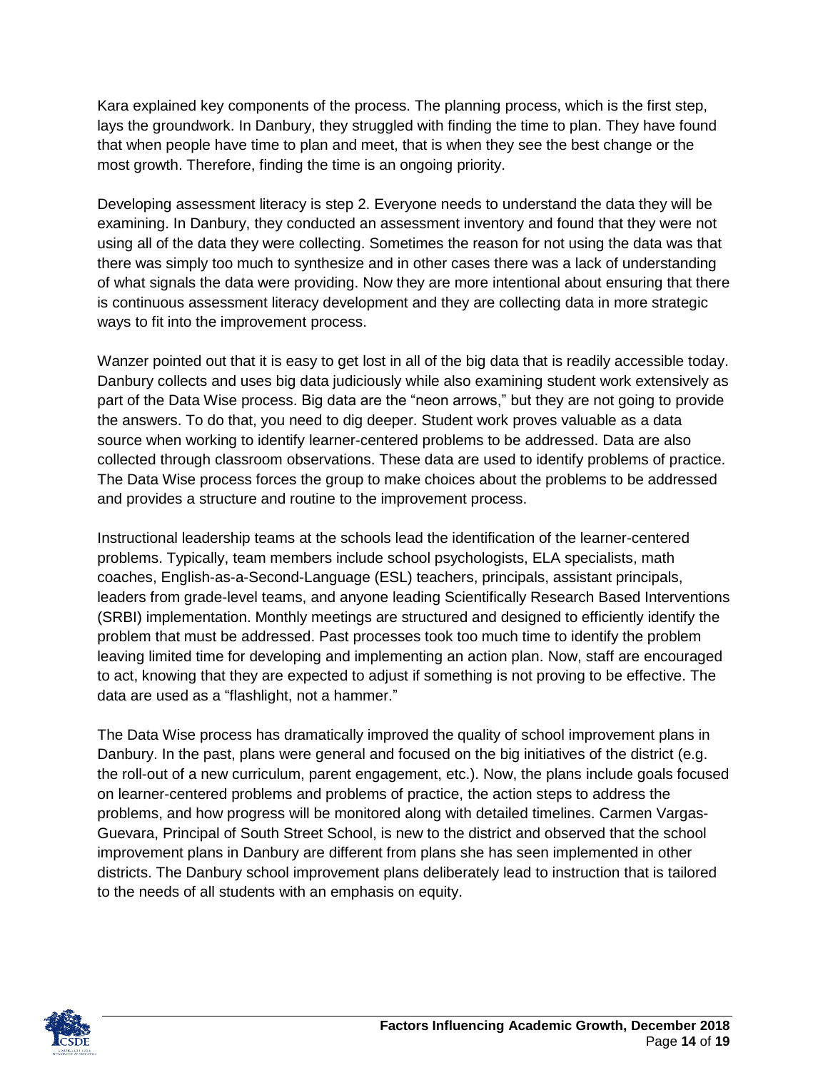Kara explained key components of the process. The planning process, which is the first step, lays the groundwork. In Danbury, they struggled with finding the time to plan. They have found that when people have time to plan and meet, that is when they see the best change or the most growth. Therefore, finding the time is an ongoing priority.

Developing assessment literacy is step 2. Everyone needs to understand the data they will be examining. In Danbury, they conducted an assessment inventory and found that they were not using all of the data they were collecting. Sometimes the reason for not using the data was that there was simply too much to synthesize and in other cases there was a lack of understanding of what signals the data were providing. Now they are more intentional about ensuring that there is continuous assessment literacy development and they are collecting data in more strategic ways to fit into the improvement process.

Wanzer pointed out that it is easy to get lost in all of the big data that is readily accessible today. Danbury collects and uses big data judiciously while also examining student work extensively as part of the Data Wise process. Big data are the "neon arrows," but they are not going to provide the answers. To do that, you need to dig deeper. Student work proves valuable as a data source when working to identify learner-centered problems to be addressed. Data are also collected through classroom observations. These data are used to identify problems of practice. The Data Wise process forces the group to make choices about the problems to be addressed and provides a structure and routine to the improvement process.

Instructional leadership teams at the schools lead the identification of the learner-centered problems. Typically, team members include school psychologists, ELA specialists, math coaches, English-as-a-Second-Language (ESL) teachers, principals, assistant principals, leaders from grade-level teams, and anyone leading Scientifically Research Based Interventions (SRBI) implementation. Monthly meetings are structured and designed to efficiently identify the problem that must be addressed. Past processes took too much time to identify the problem leaving limited time for developing and implementing an action plan. Now, staff are encouraged to act, knowing that they are expected to adjust if something is not proving to be effective. The data are used as a "flashlight, not a hammer."

The Data Wise process has dramatically improved the quality of school improvement plans in Danbury. In the past, plans were general and focused on the big initiatives of the district (e.g. the roll-out of a new curriculum, parent engagement, etc.). Now, the plans include goals focused on learner-centered problems and problems of practice, the action steps to address the problems, and how progress will be monitored along with detailed timelines. Carmen Vargas-Guevara, Principal of South Street School, is new to the district and observed that the school improvement plans in Danbury are different from plans she has seen implemented in other districts. The Danbury school improvement plans deliberately lead to instruction that is tailored to the needs of all students with an emphasis on equity.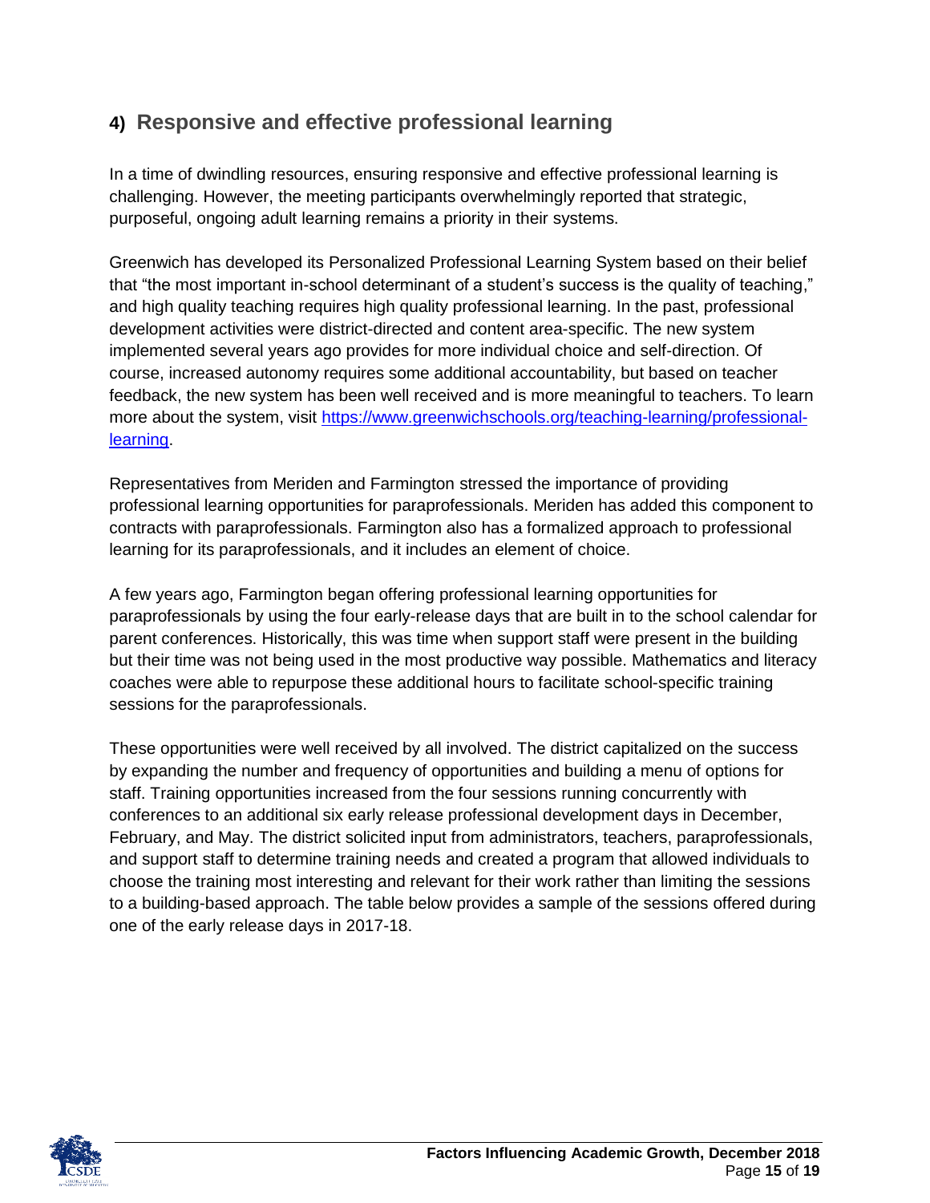## 4) Responsive and effective professional learning

In a time of dwindling resources, ensuring responsive and effective professional learning is challenging. However, the meeting participants overwhelmingly reported that strategic, purposeful, ongoing adult learning remains a priority in their systems.

Greenwich has developed its Personalized Professional Learning System based on their belief that "the most important in-school determinant of a student's success is the quality of teaching," and high quality teaching requires high quality professional learning. In the past, professional development activities were district-directed and content area-specific. The new system implemented several years ago provides for more individual choice and self-direction. Of course, increased autonomy requires some additional accountability, but based on teacher feedback, the new system has been well received and is more meaningful to teachers. To learn more about the system, visit [https://www.greenwichschools.org/teaching-learning/professional-learning](https://www.greenwichschools.org/teaching-learning/professional-learning).

Representatives from Meriden and Farmington stressed the importance of providing professional learning opportunities for paraprofessionals. Meriden has added this component to contracts with paraprofessionals. Farmington also has a formalized approach to professional learning for its paraprofessionals, and it includes an element of choice.

A few years ago, Farmington began offering professional learning opportunities for paraprofessionals by using the four early-release days that are built in to the school calendar for parent conferences. Historically, this was time when support staff were present in the building but their time was not being used in the most productive way possible. Mathematics and literacy coaches were able to repurpose these additional hours to facilitate school-specific training sessions for the paraprofessionals.

These opportunities were well received by all involved. The district capitalized on the success by expanding the number and frequency of opportunities and building a menu of options for staff. Training opportunities increased from the four sessions running concurrently with conferences to an additional six early release professional development days in December, February, and May. The district solicited input from administrators, teachers, paraprofessionals, and support staff to determine training needs and created a program that allowed individuals to choose the training most interesting and relevant for their work rather than limiting the sessions to a building-based approach. The table below provides a sample of the sessions offered during one of the early release days in 2017-18.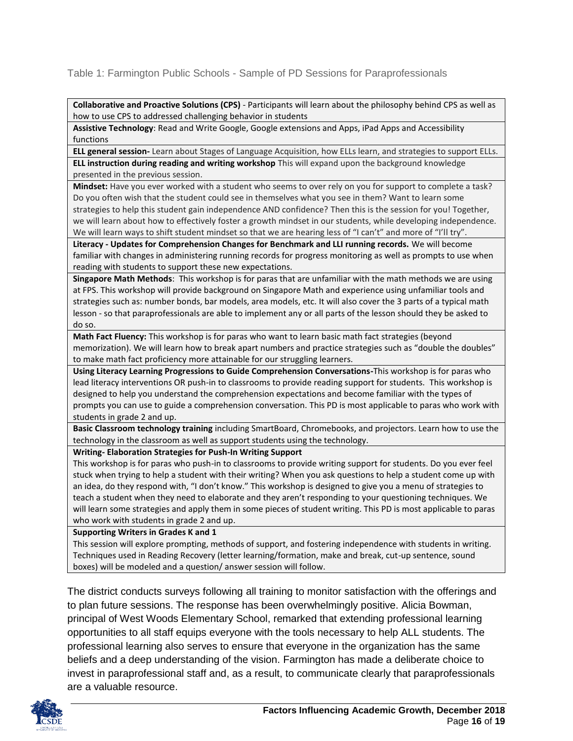Table 1: Farmington Public Schools - Sample of PD Sessions for Paraprofessionals

| **Collaborative and Proactive Solutions (CPS)** - Participants will learn about the philosophy behind CPS as well as how to use CPS to addressed challenging behavior in students |
|---|
| **Assistive Technology**: Read and Write Google, Google extensions and Apps, iPad Apps and Accessibility functions |
| **ELL general session-** Learn about Stages of Language Acquisition, how ELLs learn, and strategies to support ELLs. |
| **ELL instruction during reading and writing workshop** This will expand upon the background knowledge presented in the previous session. |
| **Mindset:** Have you ever worked with a student who seems to over rely on you for support to complete a task? Do you often wish that the student could see in themselves what you see in them? Want to learn some strategies to help this student gain independence AND confidence? Then this is the session for you! Together, we will learn about how to effectively foster a growth mindset in our students, while developing independence. We will learn ways to shift student mindset so that we are hearing less of "I can't" and more of "I'll try". |
| **Literacy - Updates for Comprehension Changes for Benchmark and LLI running records.** We will become familiar with changes in administering running records for progress monitoring as well as prompts to use when reading with students to support these new expectations. |
| **Singapore Math Methods**: This workshop is for paras that are unfamiliar with the math methods we are using at FPS. This workshop will provide background on Singapore Math and experience using unfamiliar tools and strategies such as: number bonds, bar models, area models, etc. It will also cover the 3 parts of a typical math lesson - so that paraprofessionals are able to implement any or all parts of the lesson should they be asked to do so. |
| **Math Fact Fluency:** This workshop is for paras who want to learn basic math fact strategies (beyond memorization). We will learn how to break apart numbers and practice strategies such as "double the doubles" to make math fact proficiency more attainable for our struggling learners. |
| **Using Literacy Learning Progressions to Guide Comprehension Conversations-**This workshop is for paras who lead literacy interventions OR push-in to classrooms to provide reading support for students. This workshop is designed to help you understand the comprehension expectations and become familiar with the types of prompts you can use to guide a comprehension conversation. This PD is most applicable to paras who work with students in grade 2 and up. |
| **Basic Classroom technology training** including SmartBoard, Chromebooks, and projectors. Learn how to use the technology in the classroom as well as support students using the technology. |
| **Writing- Elaboration Strategies for Push-In Writing Support** This workshop is for paras who push-in to classrooms to provide writing support for students. Do you ever feel stuck when trying to help a student with their writing? When you ask questions to help a student come up with an idea, do they respond with, "I don't know." This workshop is designed to give you a menu of strategies to teach a student when they need to elaborate and they aren't responding to your questioning techniques. We will learn some strategies and apply them in some pieces of student writing. This PD is most applicable to paras who work with students in grade 2 and up. |
| **Supporting Writers in Grades K and 1** This session will explore prompting, methods of support, and fostering independence with students in writing. Techniques used in Reading Recovery (letter learning/formation, make and break, cut-up sentence, sound boxes) will be modeled and a question/ answer session will follow. |

The district conducts surveys following all training to monitor satisfaction with the offerings and to plan future sessions. The response has been overwhelmingly positive. Alicia Bowman, principal of West Woods Elementary School, remarked that extending professional learning opportunities to all staff equips everyone with the tools necessary to help ALL students. The professional learning also serves to ensure that everyone in the organization has the same beliefs and a deep understanding of the vision. Farmington has made a deliberate choice to invest in paraprofessional staff and, as a result, to communicate clearly that paraprofessionals are a valuable resource.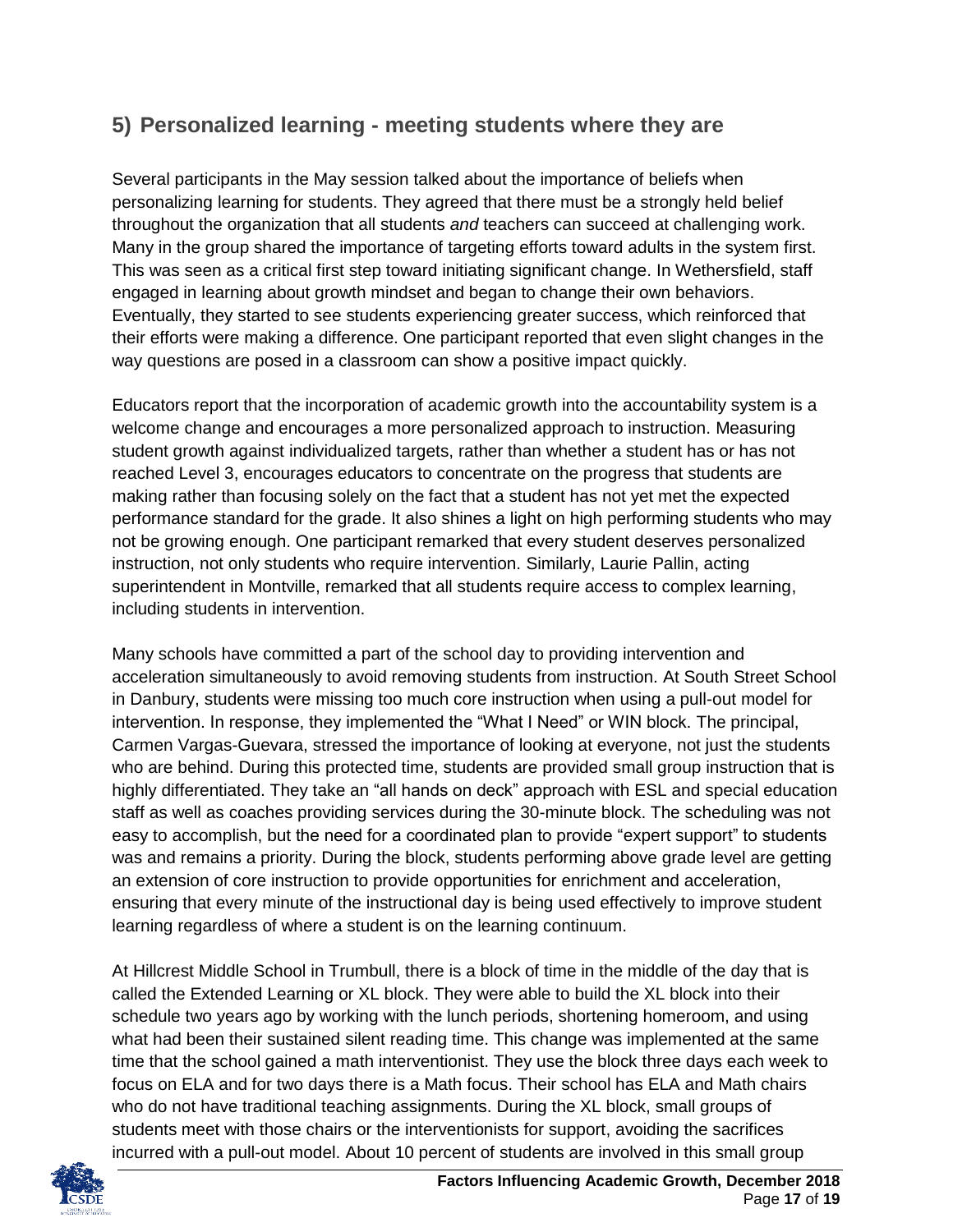## 5) Personalized learning - meeting students where they are

Several participants in the May session talked about the importance of beliefs when personalizing learning for students. They agreed that there must be a strongly held belief throughout the organization that all students *and* teachers can succeed at challenging work. Many in the group shared the importance of targeting efforts toward adults in the system first. This was seen as a critical first step toward initiating significant change. In Wethersfield, staff engaged in learning about growth mindset and began to change their own behaviors. Eventually, they started to see students experiencing greater success, which reinforced that their efforts were making a difference. One participant reported that even slight changes in the way questions are posed in a classroom can show a positive impact quickly.

Educators report that the incorporation of academic growth into the accountability system is a welcome change and encourages a more personalized approach to instruction. Measuring student growth against individualized targets, rather than whether a student has or has not reached Level 3, encourages educators to concentrate on the progress that students are making rather than focusing solely on the fact that a student has not yet met the expected performance standard for the grade. It also shines a light on high performing students who may not be growing enough. One participant remarked that every student deserves personalized instruction, not only students who require intervention. Similarly, Laurie Pallin, acting superintendent in Montville, remarked that all students require access to complex learning, including students in intervention.

Many schools have committed a part of the school day to providing intervention and acceleration simultaneously to avoid removing students from instruction. At South Street School in Danbury, students were missing too much core instruction when using a pull-out model for intervention. In response, they implemented the "What I Need" or WIN block. The principal, Carmen Vargas-Guevara, stressed the importance of looking at everyone, not just the students who are behind. During this protected time, students are provided small group instruction that is highly differentiated. They take an "all hands on deck" approach with ESL and special education staff as well as coaches providing services during the 30-minute block. The scheduling was not easy to accomplish, but the need for a coordinated plan to provide "expert support" to students was and remains a priority. During the block, students performing above grade level are getting an extension of core instruction to provide opportunities for enrichment and acceleration, ensuring that every minute of the instructional day is being used effectively to improve student learning regardless of where a student is on the learning continuum.

At Hillcrest Middle School in Trumbull, there is a block of time in the middle of the day that is called the Extended Learning or XL block. They were able to build the XL block into their schedule two years ago by working with the lunch periods, shortening homeroom, and using what had been their sustained silent reading time. This change was implemented at the same time that the school gained a math interventionist. They use the block three days each week to focus on ELA and for two days there is a Math focus. Their school has ELA and Math chairs who do not have traditional teaching assignments. During the XL block, small groups of students meet with those chairs or the interventionists for support, avoiding the sacrifices incurred with a pull-out model. About 10 percent of students are involved in this small group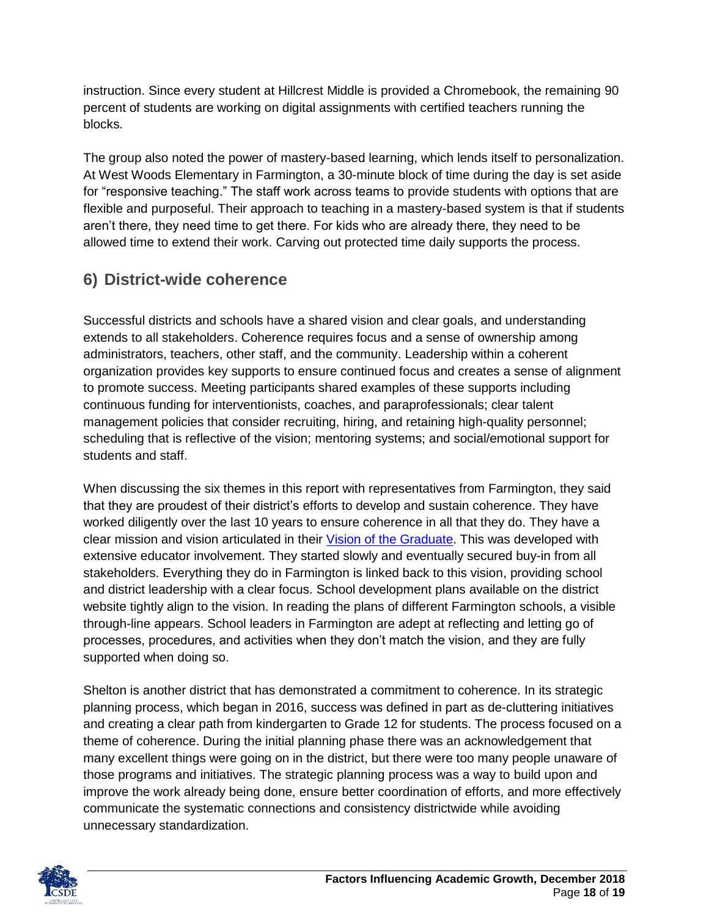instruction. Since every student at Hillcrest Middle is provided a Chromebook, the remaining 90 percent of students are working on digital assignments with certified teachers running the blocks.

The group also noted the power of mastery-based learning, which lends itself to personalization. At West Woods Elementary in Farmington, a 30-minute block of time during the day is set aside for "responsive teaching." The staff work across teams to provide students with options that are flexible and purposeful. Their approach to teaching in a mastery-based system is that if students aren't there, they need time to get there. For kids who are already there, they need to be allowed time to extend their work. Carving out protected time daily supports the process.

## 6) District-wide coherence

Successful districts and schools have a shared vision and clear goals, and understanding extends to all stakeholders. Coherence requires focus and a sense of ownership among administrators, teachers, other staff, and the community. Leadership within a coherent organization provides key supports to ensure continued focus and creates a sense of alignment to promote success. Meeting participants shared examples of these supports including continuous funding for interventionists, coaches, and paraprofessionals; clear talent management policies that consider recruiting, hiring, and retaining high-quality personnel; scheduling that is reflective of the vision; mentoring systems; and social/emotional support for students and staff.

When discussing the six themes in this report with representatives from Farmington, they said that they are proudest of their district's efforts to develop and sustain coherence. They have worked diligently over the last 10 years to ensure coherence in all that they do. They have a clear mission and vision articulated in their Vision of the Graduate. This was developed with extensive educator involvement. They started slowly and eventually secured buy-in from all stakeholders. Everything they do in Farmington is linked back to this vision, providing school and district leadership with a clear focus. School development plans available on the district website tightly align to the vision. In reading the plans of different Farmington schools, a visible through-line appears. School leaders in Farmington are adept at reflecting and letting go of processes, procedures, and activities when they don't match the vision, and they are fully supported when doing so.

Shelton is another district that has demonstrated a commitment to coherence. In its strategic planning process, which began in 2016, success was defined in part as de-cluttering initiatives and creating a clear path from kindergarten to Grade 12 for students. The process focused on a theme of coherence. During the initial planning phase there was an acknowledgement that many excellent things were going on in the district, but there were too many people unaware of those programs and initiatives. The strategic planning process was a way to build upon and improve the work already being done, ensure better coordination of efforts, and more effectively communicate the systematic connections and consistency districtwide while avoiding unnecessary standardization.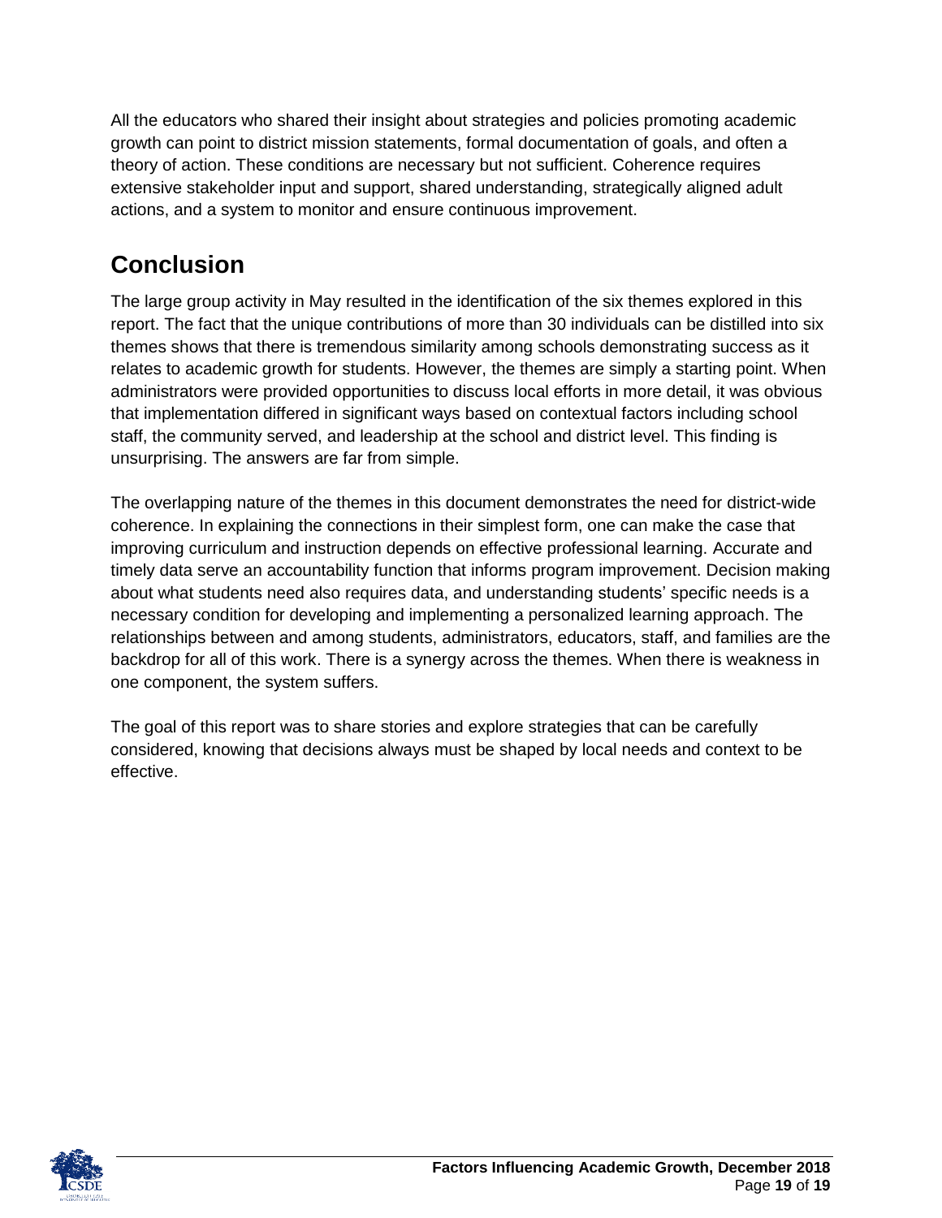All the educators who shared their insight about strategies and policies promoting academic growth can point to district mission statements, formal documentation of goals, and often a theory of action. These conditions are necessary but not sufficient. Coherence requires extensive stakeholder input and support, shared understanding, strategically aligned adult actions, and a system to monitor and ensure continuous improvement.

## Conclusion

The large group activity in May resulted in the identification of the six themes explored in this report. The fact that the unique contributions of more than 30 individuals can be distilled into six themes shows that there is tremendous similarity among schools demonstrating success as it relates to academic growth for students. However, the themes are simply a starting point. When administrators were provided opportunities to discuss local efforts in more detail, it was obvious that implementation differed in significant ways based on contextual factors including school staff, the community served, and leadership at the school and district level. This finding is unsurprising. The answers are far from simple.

The overlapping nature of the themes in this document demonstrates the need for district-wide coherence. In explaining the connections in their simplest form, one can make the case that improving curriculum and instruction depends on effective professional learning. Accurate and timely data serve an accountability function that informs program improvement. Decision making about what students need also requires data, and understanding students' specific needs is a necessary condition for developing and implementing a personalized learning approach. The relationships between and among students, administrators, educators, staff, and families are the backdrop for all of this work. There is a synergy across the themes. When there is weakness in one component, the system suffers.

The goal of this report was to share stories and explore strategies that can be carefully considered, knowing that decisions always must be shaped by local needs and context to be effective.